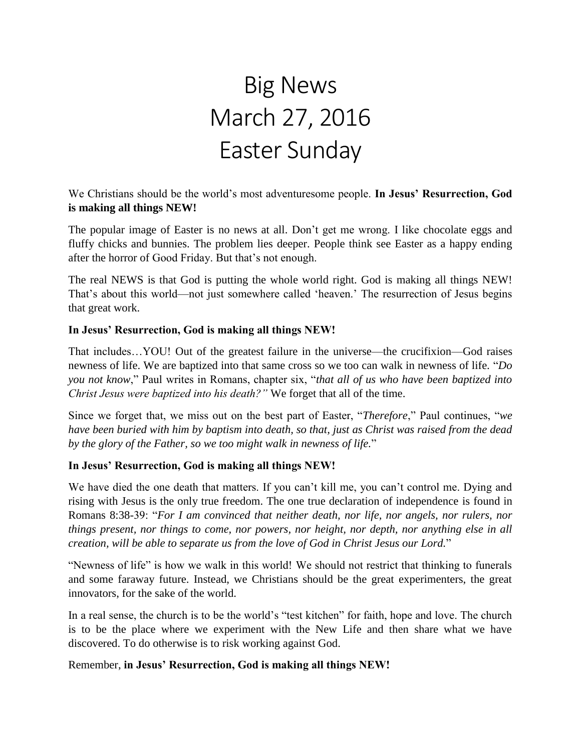# Big News
# March 27, 2016
# Easter Sunday

We Christians should be the world's most adventuresome people. **In Jesus' Resurrection, God is making all things NEW!**

The popular image of Easter is no news at all. Don't get me wrong. I like chocolate eggs and fluffy chicks and bunnies. The problem lies deeper. People think see Easter as a happy ending after the horror of Good Friday. But that's not enough.

The real NEWS is that God is putting the whole world right. God is making all things NEW! That's about this world—not just somewhere called 'heaven.' The resurrection of Jesus begins that great work.

**In Jesus' Resurrection, God is making all things NEW!**

That includes…YOU! Out of the greatest failure in the universe—the crucifixion—God raises newness of life. We are baptized into that same cross so we too can walk in newness of life. "*Do you not know*," Paul writes in Romans, chapter six, "*that all of us who have been baptized into Christ Jesus were baptized into his death?"* We forget that all of the time.

Since we forget that, we miss out on the best part of Easter, "*Therefore*," Paul continues, "*we have been buried with him by baptism into death, so that, just as Christ was raised from the dead by the glory of the Father, so we too might walk in newness of life.*"

**In Jesus' Resurrection, God is making all things NEW!**

We have died the one death that matters. If you can't kill me, you can't control me. Dying and rising with Jesus is the only true freedom. The one true declaration of independence is found in Romans 8:38-39: "*For I am convinced that neither death, nor life, nor angels, nor rulers, nor things present, nor things to come, nor powers, nor height, nor depth, nor anything else in all creation, will be able to separate us from the love of God in Christ Jesus our Lord.*"

"Newness of life" is how we walk in this world! We should not restrict that thinking to funerals and some faraway future. Instead, we Christians should be the great experimenters, the great innovators, for the sake of the world.

In a real sense, the church is to be the world's "test kitchen" for faith, hope and love. The church is to be the place where we experiment with the New Life and then share what we have discovered. To do otherwise is to risk working against God.

Remember, **in Jesus' Resurrection, God is making all things NEW!**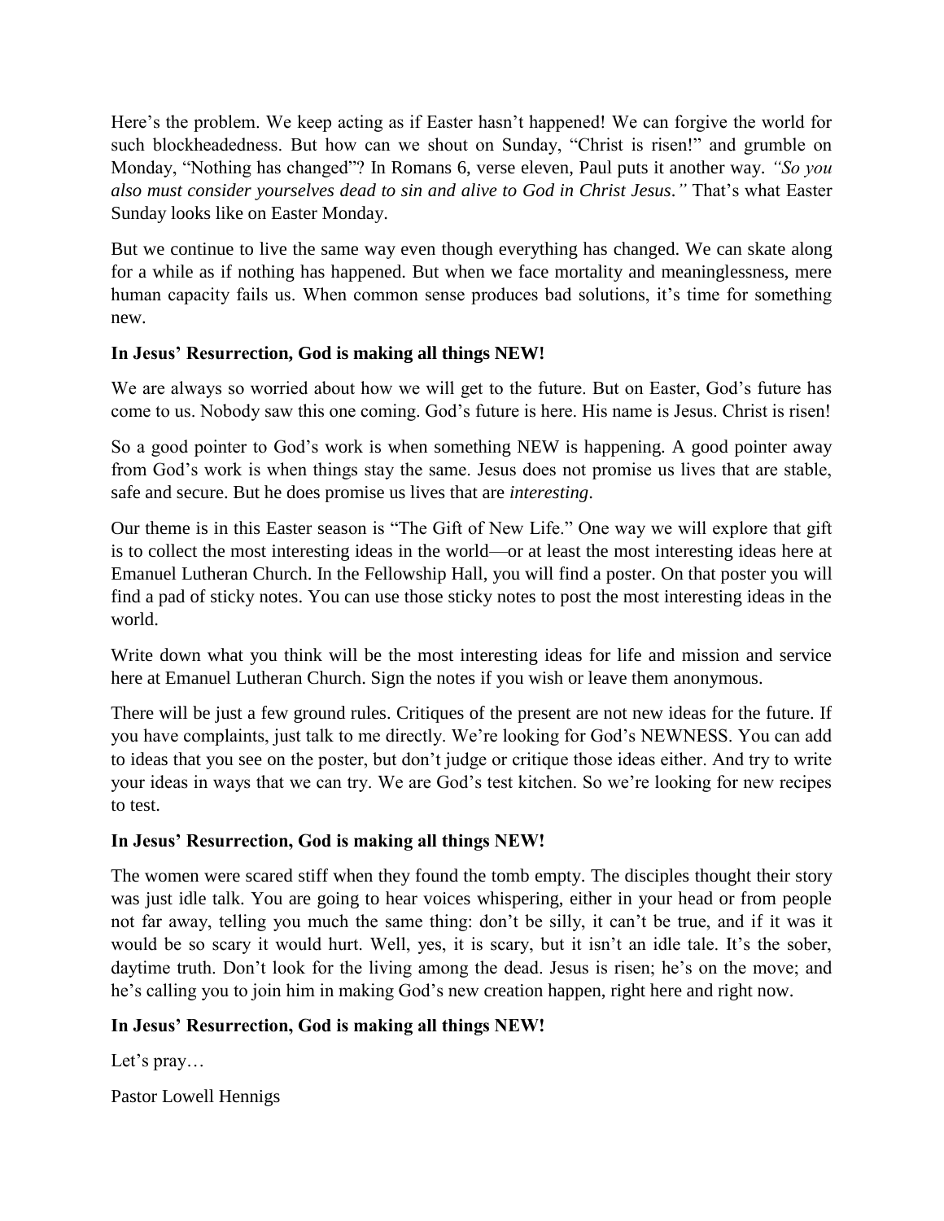Here's the problem. We keep acting as if Easter hasn't happened! We can forgive the world for such blockheadedness. But how can we shout on Sunday, "Christ is risen!" and grumble on Monday, "Nothing has changed"? In Romans 6, verse eleven, Paul puts it another way. *"So you also must consider yourselves dead to sin and alive to God in Christ Jesus."* That's what Easter Sunday looks like on Easter Monday.

But we continue to live the same way even though everything has changed. We can skate along for a while as if nothing has happened. But when we face mortality and meaninglessness, mere human capacity fails us. When common sense produces bad solutions, it's time for something new.

**In Jesus' Resurrection, God is making all things NEW!**

We are always so worried about how we will get to the future. But on Easter, God's future has come to us. Nobody saw this one coming. God's future is here. His name is Jesus. Christ is risen!

So a good pointer to God's work is when something NEW is happening. A good pointer away from God's work is when things stay the same. Jesus does not promise us lives that are stable, safe and secure. But he does promise us lives that are *interesting*.

Our theme is in this Easter season is "The Gift of New Life." One way we will explore that gift is to collect the most interesting ideas in the world—or at least the most interesting ideas here at Emanuel Lutheran Church. In the Fellowship Hall, you will find a poster. On that poster you will find a pad of sticky notes. You can use those sticky notes to post the most interesting ideas in the world.

Write down what you think will be the most interesting ideas for life and mission and service here at Emanuel Lutheran Church. Sign the notes if you wish or leave them anonymous.

There will be just a few ground rules. Critiques of the present are not new ideas for the future. If you have complaints, just talk to me directly. We're looking for God's NEWNESS. You can add to ideas that you see on the poster, but don't judge or critique those ideas either. And try to write your ideas in ways that we can try. We are God's test kitchen. So we're looking for new recipes to test.

**In Jesus' Resurrection, God is making all things NEW!**

The women were scared stiff when they found the tomb empty. The disciples thought their story was just idle talk. You are going to hear voices whispering, either in your head or from people not far away, telling you much the same thing: don't be silly, it can't be true, and if it was it would be so scary it would hurt. Well, yes, it is scary, but it isn't an idle tale. It's the sober, daytime truth. Don't look for the living among the dead. Jesus is risen; he's on the move; and he's calling you to join him in making God's new creation happen, right here and right now.

**In Jesus' Resurrection, God is making all things NEW!**

Let's pray…

Pastor Lowell Hennigs